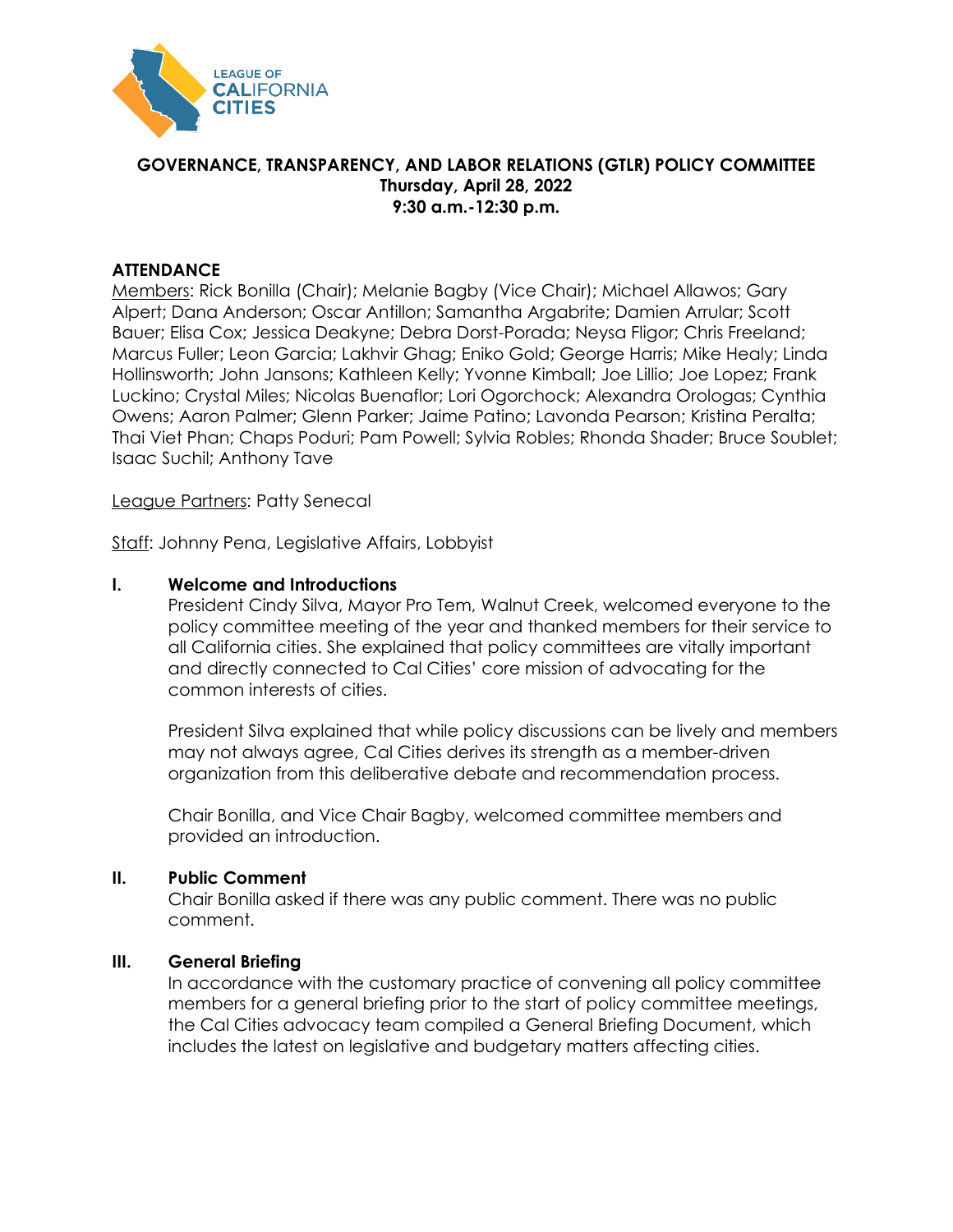LEAGUE OF CALIFORNIA CITIES

# GOVERNANCE, TRANSPARENCY, AND LABOR RELATIONS (GTLR) POLICY COMMITTEE

**Thursday, April 28, 2022**
**9:30 a.m.-12:30 p.m.**

## ATTENDANCE

Members: Rick Bonilla (Chair); Melanie Bagby (Vice Chair); Michael Allawos; Gary Alpert; Dana Anderson; Oscar Antillon; Samantha Argabrite; Damien Arrular; Scott Bauer; Elisa Cox; Jessica Deakyne; Debra Dorst-Porada; Neysa Fligor; Chris Freeland; Marcus Fuller; Leon Garcia; Lakhvir Ghag; Eniko Gold; George Harris; Mike Healy; Linda Hollinsworth; John Jansons; Kathleen Kelly; Yvonne Kimball; Joe Lillio; Joe Lopez; Frank Luckino; Crystal Miles; Nicolas Buenaflor; Lori Ogorchock; Alexandra Orologas; Cynthia Owens; Aaron Palmer; Glenn Parker; Jaime Patino; Lavonda Pearson; Kristina Peralta; Thai Viet Phan; Chaps Poduri; Pam Powell; Sylvia Robles; Rhonda Shader; Bruce Soublet; Isaac Suchil; Anthony Tave

League Partners: Patty Senecal

Staff: Johnny Pena, Legislative Affairs, Lobbyist

## I. Welcome and Introductions

President Cindy Silva, Mayor Pro Tem, Walnut Creek, welcomed everyone to the policy committee meeting of the year and thanked members for their service to all California cities. She explained that policy committees are vitally important and directly connected to Cal Cities' core mission of advocating for the common interests of cities.

President Silva explained that while policy discussions can be lively and members may not always agree, Cal Cities derives its strength as a member-driven organization from this deliberative debate and recommendation process.

Chair Bonilla, and Vice Chair Bagby, welcomed committee members and provided an introduction.

## II. Public Comment

Chair Bonilla asked if there was any public comment. There was no public comment.

## III. General Briefing

In accordance with the customary practice of convening all policy committee members for a general briefing prior to the start of policy committee meetings, the Cal Cities advocacy team compiled a General Briefing Document, which includes the latest on legislative and budgetary matters affecting cities.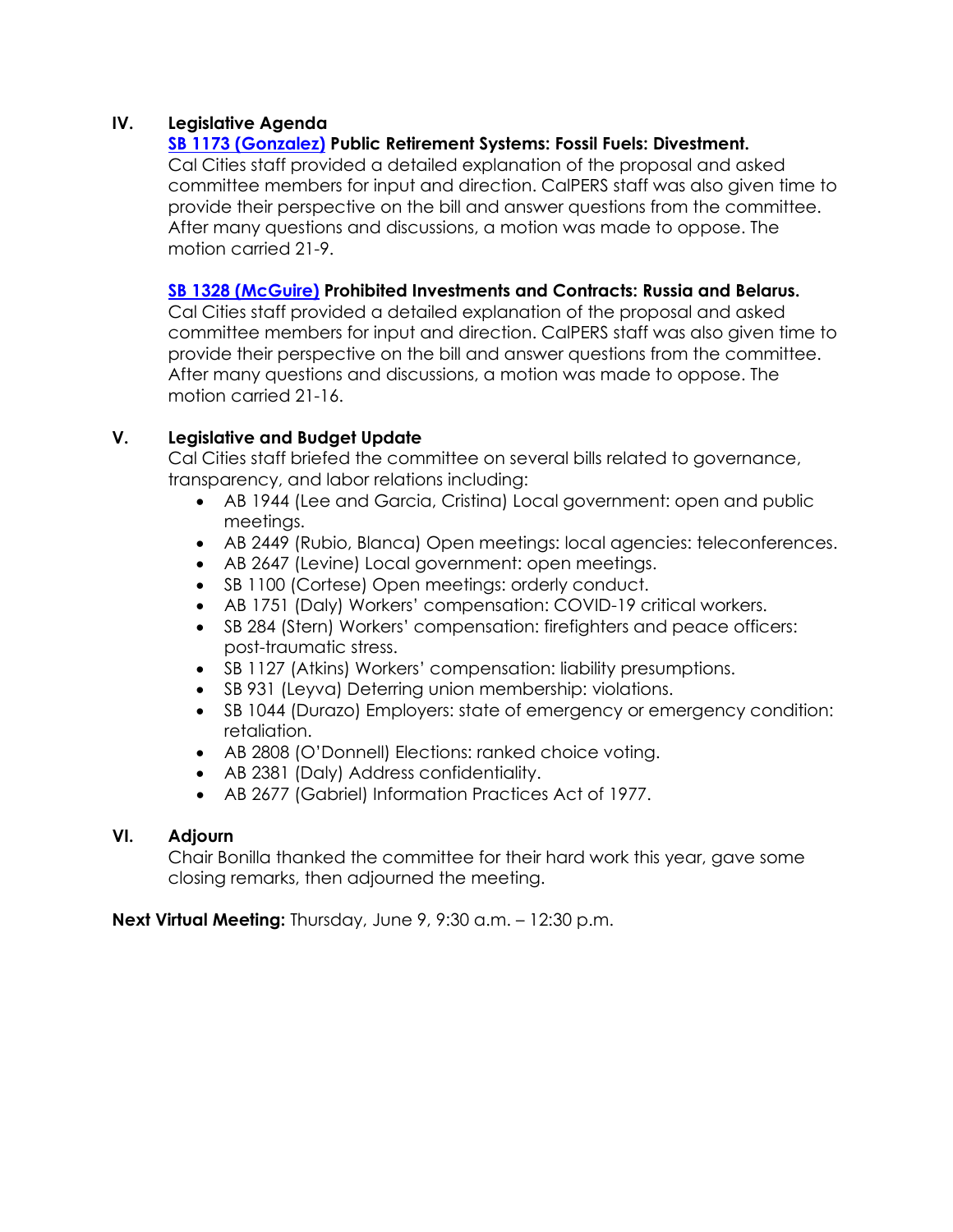## IV. Legislative Agenda

**SB 1173 (Gonzalez) Public Retirement Systems: Fossil Fuels: Divestment.**
Cal Cities staff provided a detailed explanation of the proposal and asked committee members for input and direction. CalPERS staff was also given time to provide their perspective on the bill and answer questions from the committee. After many questions and discussions, a motion was made to oppose. The motion carried 21-9.

**SB 1328 (McGuire) Prohibited Investments and Contracts: Russia and Belarus.**
Cal Cities staff provided a detailed explanation of the proposal and asked committee members for input and direction. CalPERS staff was also given time to provide their perspective on the bill and answer questions from the committee. After many questions and discussions, a motion was made to oppose. The motion carried 21-16.

## V. Legislative and Budget Update

Cal Cities staff briefed the committee on several bills related to governance, transparency, and labor relations including:

- AB 1944 (Lee and Garcia, Cristina) Local government: open and public meetings.
- AB 2449 (Rubio, Blanca) Open meetings: local agencies: teleconferences.
- AB 2647 (Levine) Local government: open meetings.
- SB 1100 (Cortese) Open meetings: orderly conduct.
- AB 1751 (Daly) Workers' compensation: COVID-19 critical workers.
- SB 284 (Stern) Workers' compensation: firefighters and peace officers: post-traumatic stress.
- SB 1127 (Atkins) Workers' compensation: liability presumptions.
- SB 931 (Leyva) Deterring union membership: violations.
- SB 1044 (Durazo) Employers: state of emergency or emergency condition: retaliation.
- AB 2808 (O'Donnell) Elections: ranked choice voting.
- AB 2381 (Daly) Address confidentiality.
- AB 2677 (Gabriel) Information Practices Act of 1977.

## VI. Adjourn

Chair Bonilla thanked the committee for their hard work this year, gave some closing remarks, then adjourned the meeting.

**Next Virtual Meeting:** Thursday, June 9, 9:30 a.m. – 12:30 p.m.